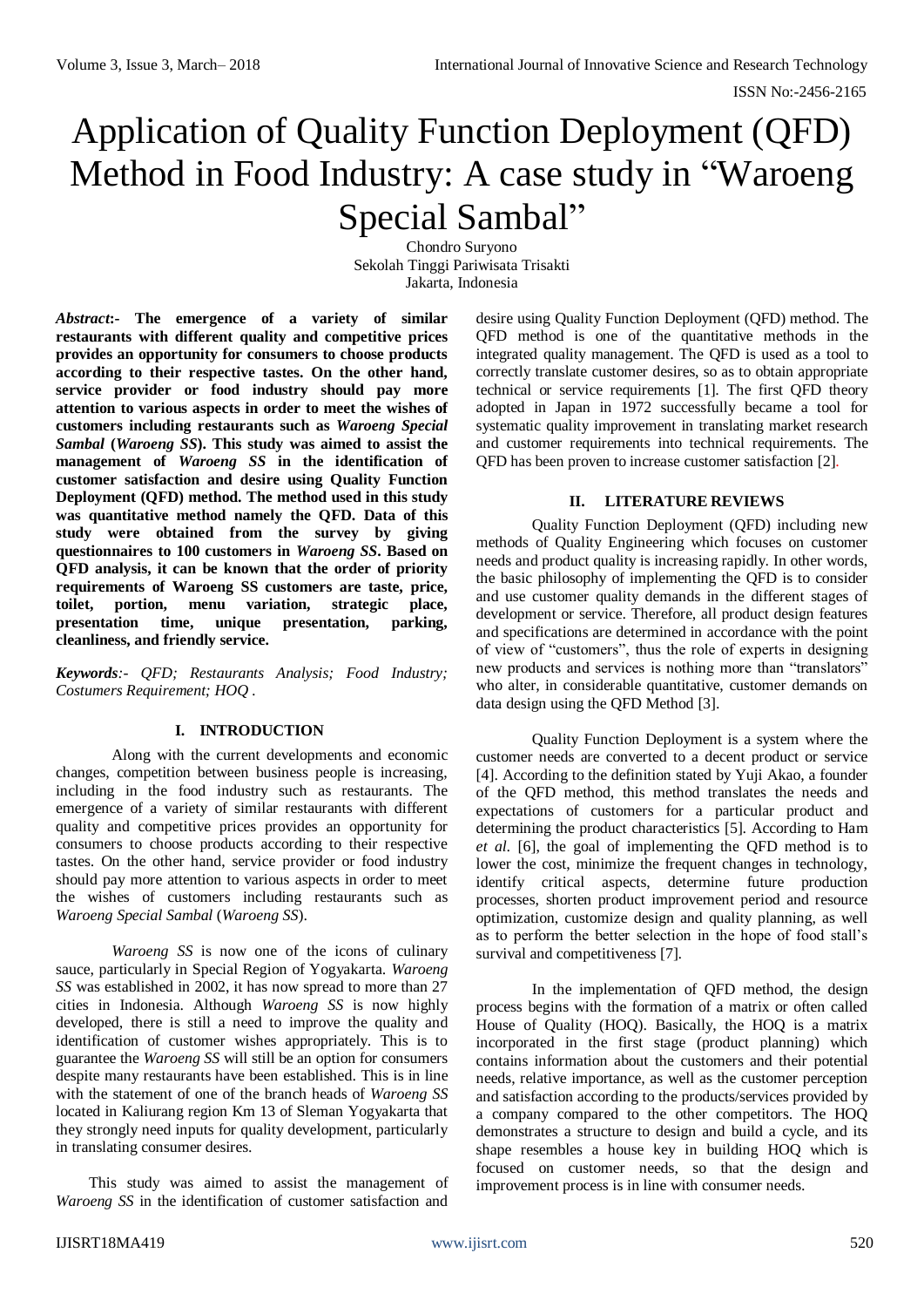# Application of Quality Function Deployment (QFD) Method in Food Industry: A case study in "Waroeng Special Sambal"

Chondro Suryono
Sekolah Tinggi Pariwisata Trisakti
Jakarta, Indonesia

***Abstract*:- The emergence of a variety of similar restaurants with different quality and competitive prices provides an opportunity for consumers to choose products according to their respective tastes. On the other hand, service provider or food industry should pay more attention to various aspects in order to meet the wishes of customers including restaurants such as *Waroeng Special Sambal* (*Waroeng SS*). This study was aimed to assist the management of *Waroeng SS* in the identification of customer satisfaction and desire using Quality Function Deployment (QFD) method. The method used in this study was quantitative method namely the QFD. Data of this study were obtained from the survey by giving questionnaires to 100 customers in *Waroeng SS*. Based on QFD analysis, it can be known that the order of priority requirements of Waroeng SS customers are taste, price, toilet, portion, menu variation, strategic place, presentation time, unique presentation, parking, cleanliness, and friendly service.**

***Keywords*:-** *QFD; Restaurants Analysis; Food Industry; Costumers Requirement; HOQ .*

## I. INTRODUCTION

Along with the current developments and economic changes, competition between business people is increasing, including in the food industry such as restaurants. The emergence of a variety of similar restaurants with different quality and competitive prices provides an opportunity for consumers to choose products according to their respective tastes. On the other hand, service provider or food industry should pay more attention to various aspects in order to meet the wishes of customers including restaurants such as *Waroeng Special Sambal* (*Waroeng SS*).

*Waroeng SS* is now one of the icons of culinary sauce, particularly in Special Region of Yogyakarta. *Waroeng SS* was established in 2002, it has now spread to more than 27 cities in Indonesia. Although *Waroeng SS* is now highly developed, there is still a need to improve the quality and identification of customer wishes appropriately. This is to guarantee the *Waroeng SS* will still be an option for consumers despite many restaurants have been established. This is in line with the statement of one of the branch heads of *Waroeng SS* located in Kaliurang region Km 13 of Sleman Yogyakarta that they strongly need inputs for quality development, particularly in translating consumer desires.

This study was aimed to assist the management of *Waroeng SS* in the identification of customer satisfaction and desire using Quality Function Deployment (QFD) method. The QFD method is one of the quantitative methods in the integrated quality management. The QFD is used as a tool to correctly translate customer desires, so as to obtain appropriate technical or service requirements [1]. The first QFD theory adopted in Japan in 1972 successfully became a tool for systematic quality improvement in translating market research and customer requirements into technical requirements. The QFD has been proven to increase customer satisfaction [2].

## II. LITERATURE REVIEWS

Quality Function Deployment (QFD) including new methods of Quality Engineering which focuses on customer needs and product quality is increasing rapidly. In other words, the basic philosophy of implementing the QFD is to consider and use customer quality demands in the different stages of development or service. Therefore, all product design features and specifications are determined in accordance with the point of view of "customers", thus the role of experts in designing new products and services is nothing more than "translators" who alter, in considerable quantitative, customer demands on data design using the QFD Method [3].

Quality Function Deployment is a system where the customer needs are converted to a decent product or service [4]. According to the definition stated by Yuji Akao, a founder of the QFD method, this method translates the needs and expectations of customers for a particular product and determining the product characteristics [5]. According to Ham *et al.* [6], the goal of implementing the QFD method is to lower the cost, minimize the frequent changes in technology, identify critical aspects, determine future production processes, shorten product improvement period and resource optimization, customize design and quality planning, as well as to perform the better selection in the hope of food stall's survival and competitiveness [7].

In the implementation of QFD method, the design process begins with the formation of a matrix or often called House of Quality (HOQ). Basically, the HOQ is a matrix incorporated in the first stage (product planning) which contains information about the customers and their potential needs, relative importance, as well as the customer perception and satisfaction according to the products/services provided by a company compared to the other competitors. The HOQ demonstrates a structure to design and build a cycle, and its shape resembles a house key in building HOQ which is focused on customer needs, so that the design and improvement process is in line with consumer needs.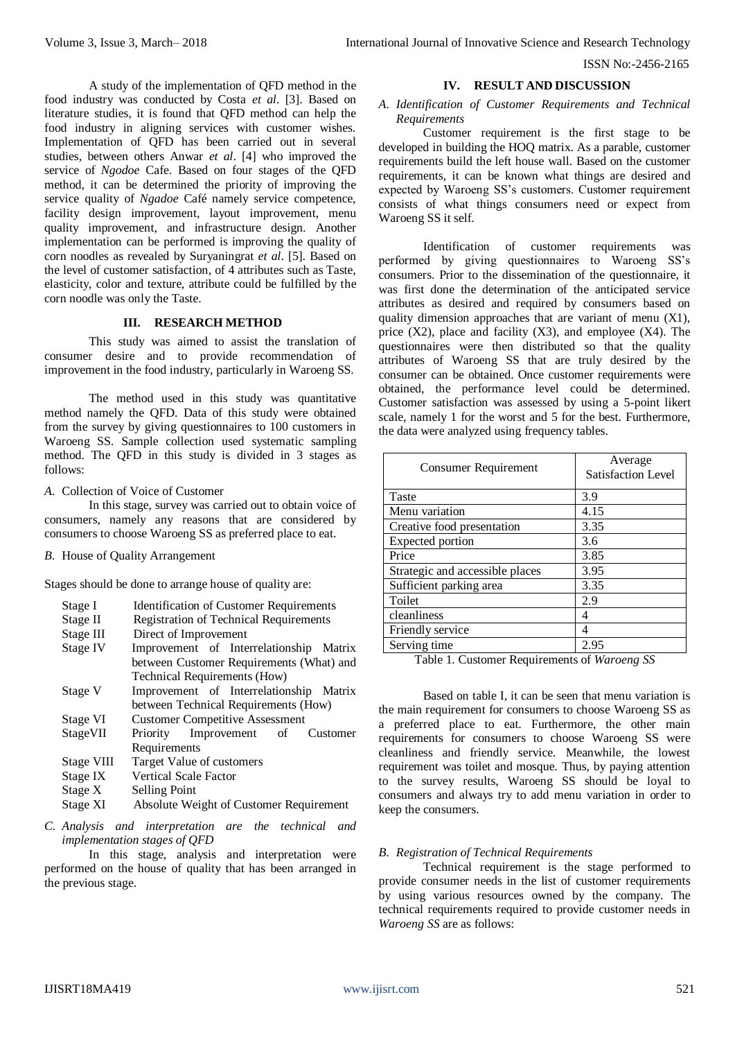A study of the implementation of QFD method in the food industry was conducted by Costa *et al*. [3]. Based on literature studies, it is found that QFD method can help the food industry in aligning services with customer wishes. Implementation of QFD has been carried out in several studies, between others Anwar *et al*. [4] who improved the service of *Ngodoe* Cafe. Based on four stages of the QFD method, it can be determined the priority of improving the service quality of *Ngadoe* Café namely service competence, facility design improvement, layout improvement, menu quality improvement, and infrastructure design. Another implementation can be performed is improving the quality of corn noodles as revealed by Suryaningrat *et al*. [5]. Based on the level of customer satisfaction, of 4 attributes such as Taste, elasticity, color and texture, attribute could be fulfilled by the corn noodle was only the Taste.

## III. RESEARCH METHOD

This study was aimed to assist the translation of consumer desire and to provide recommendation of improvement in the food industry, particularly in Waroeng SS.

The method used in this study was quantitative method namely the QFD. Data of this study were obtained from the survey by giving questionnaires to 100 customers in Waroeng SS. Sample collection used systematic sampling method. The QFD in this study is divided in 3 stages as follows:

*A.* Collection of Voice of Customer

In this stage, survey was carried out to obtain voice of consumers, namely any reasons that are considered by consumers to choose Waroeng SS as preferred place to eat.

*B.* House of Quality Arrangement

Stages should be done to arrange house of quality are:

- Stage I — Identification of Customer Requirements
- Stage II — Registration of Technical Requirements
- Stage III — Direct of Improvement
- Stage IV — Improvement of Interrelationship Matrix between Customer Requirements (What) and Technical Requirements (How)
- Stage V — Improvement of Interrelationship Matrix between Technical Requirements (How)
- Stage VI — Customer Competitive Assessment
- StageVII — Priority Improvement of Customer Requirements
- Stage VIII — Target Value of customers
- Stage IX — Vertical Scale Factor
- Stage X — Selling Point
- Stage XI — Absolute Weight of Customer Requirement

*C. Analysis and interpretation are the technical and implementation stages of QFD*

In this stage, analysis and interpretation were performed on the house of quality that has been arranged in the previous stage.

## IV. RESULT AND DISCUSSION

### *A. Identification of Customer Requirements and Technical Requirements*

Customer requirement is the first stage to be developed in building the HOQ matrix. As a parable, customer requirements build the left house wall. Based on the customer requirements, it can be known what things are desired and expected by Waroeng SS's customers. Customer requirement consists of what things consumers need or expect from Waroeng SS it self.

Identification of customer requirements was performed by giving questionnaires to Waroeng SS's consumers. Prior to the dissemination of the questionnaire, it was first done the determination of the anticipated service attributes as desired and required by consumers based on quality dimension approaches that are variant of menu (X1), price (X2), place and facility (X3), and employee (X4). The questionnaires were then distributed so that the quality attributes of Waroeng SS that are truly desired by the consumer can be obtained. Once customer requirements were obtained, the performance level could be determined. Customer satisfaction was assessed by using a 5-point likert scale, namely 1 for the worst and 5 for the best. Furthermore, the data were analyzed using frequency tables.

| Consumer Requirement | Average Satisfaction Level |
|---|---|
| Taste | 3.9 |
| Menu variation | 4.15 |
| Creative food presentation | 3.35 |
| Expected portion | 3.6 |
| Price | 3.85 |
| Strategic and accessible places | 3.95 |
| Sufficient parking area | 3.35 |
| Toilet | 2.9 |
| cleanliness | 4 |
| Friendly service | 4 |
| Serving time | 2.95 |

Table 1. Customer Requirements of *Waroeng SS*

Based on table I, it can be seen that menu variation is the main requirement for consumers to choose Waroeng SS as a preferred place to eat. Furthermore, the other main requirements for consumers to choose Waroeng SS were cleanliness and friendly service. Meanwhile, the lowest requirement was toilet and mosque. Thus, by paying attention to the survey results, Waroeng SS should be loyal to consumers and always try to add menu variation in order to keep the consumers.

### *B. Registration of Technical Requirements*

Technical requirement is the stage performed to provide consumer needs in the list of customer requirements by using various resources owned by the company. The technical requirements required to provide customer needs in *Waroeng SS* are as follows: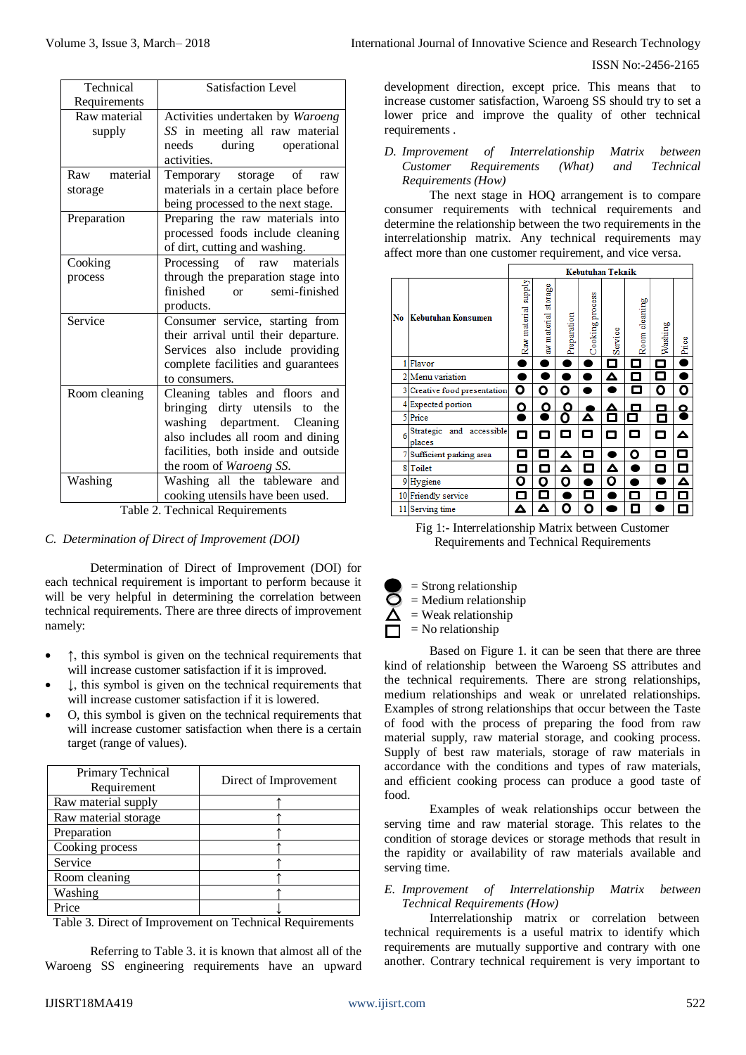| Technical Requirements | Satisfaction Level |
|---|---|
| Raw material supply | Activities undertaken by *Waroeng SS* in meeting all raw material needs during operational activities. |
| Raw material storage | Temporary storage of raw materials in a certain place before being processed to the next stage. |
| Preparation | Preparing the raw materials into processed foods include cleaning of dirt, cutting and washing. |
| Cooking process | Processing of raw materials through the preparation stage into finished or semi-finished products. |
| Service | Consumer service, starting from their arrival until their departure. Services also include providing complete facilities and guarantees to consumers. |
| Room cleaning | Cleaning tables and floors and bringing dirty utensils to the washing department. Cleaning also includes all room and dining facilities, both inside and outside the room of *Waroeng SS.* |
| Washing | Washing all the tableware and cooking utensils have been used. |

Table 2. Technical Requirements

*C. Determination of Direct of Improvement (DOI)*

Determination of Direct of Improvement (DOI) for each technical requirement is important to perform because it will be very helpful in determining the correlation between technical requirements. There are three directs of improvement namely:

- ↑, this symbol is given on the technical requirements that will increase customer satisfaction if it is improved.
- ↓, this symbol is given on the technical requirements that will increase customer satisfaction if it is lowered.
- O, this symbol is given on the technical requirements that will increase customer satisfaction when there is a certain target (range of values).

| Primary Technical Requirement | Direct of Improvement |
|---|---|
| Raw material supply | ↑ |
| Raw material storage | ↑ |
| Preparation | ↑ |
| Cooking process | ↑ |
| Service | ↑ |
| Room cleaning | ↑ |
| Washing | ↑ |
| Price | ↓ |

Table 3. Direct of Improvement on Technical Requirements

Referring to Table 3. it is known that almost all of the Waroeng SS engineering requirements have an upward development direction, except price. This means that to increase customer satisfaction, Waroeng SS should try to set a lower price and improve the quality of other technical requirements .

*D. Improvement of Interrelationship Matrix between Customer Requirements (What) and Technical Requirements (How)*

The next stage in HOQ arrangement is to compare consumer requirements with technical requirements and determine the relationship between the two requirements in the interrelationship matrix. Any technical requirements may affect more than one customer requirement, and vice versa.

| No | Kebutuhan Konsumen | Kebutuhan Teknik | | | | | | | |
|---|---|---|---|---|---|---|---|---|---|
| | | Raw material supply | aw material storage | Preparation | Cooking process | Service | Room cleaning | Washing | Price |
| 1 | Flavor | ● | ● | ● | ● | □ | □ | □ | ● |
| 2 | Menu variation | ● | ● | ● | ● | △ | □ | □ | ● |
| 3 | Creative food presentation | ○ | ○ | ○ | ● | ● | □ | ○ | ○ |
| 4 | Expected portion | ○ | ○ | ○ | ● | △ | □ | □ | ○ |
| 5 | Price | ● | ● | ○ | △ | □ | □ | □ | ● |
| 6 | Strategic and accessible places | □ | □ | □ | □ | □ | □ | □ | △ |
| 7 | Sufficient parking area | □ | □ | △ | □ | ● | ○ | □ | □ |
| 8 | Toilet | □ | □ | △ | □ | △ | ● | □ | □ |
| 9 | Hygiene | ○ | ○ | ○ | ● | ○ | ● | ● | △ |
| 10 | Friendly service | □ | □ | ● | □ | ● | □ | □ | □ |
| 11 | Serving time | △ | △ | ○ | ○ | ● | □ | ● | □ |

Fig 1:- Interrelationship Matrix between Customer Requirements and Technical Requirements

● = Strong relationship
○ = Medium relationship
△ = Weak relationship
□ = No relationship

Based on Figure 1. it can be seen that there are three kind of relationship between the Waroeng SS attributes and the technical requirements. There are strong relationships, medium relationships and weak or unrelated relationships. Examples of strong relationships that occur between the Taste of food with the process of preparing the food from raw material supply, raw material storage, and cooking process. Supply of best raw materials, storage of raw materials in accordance with the conditions and types of raw materials, and efficient cooking process can produce a good taste of food.

Examples of weak relationships occur between the serving time and raw material storage. This relates to the condition of storage devices or storage methods that result in the rapidity or availability of raw materials available and serving time.

*E. Improvement of Interrelationship Matrix between Technical Requirements (How)*

Interrelationship matrix or correlation between technical requirements is a useful matrix to identify which requirements are mutually supportive and contrary with one another. Contrary technical requirement is very important to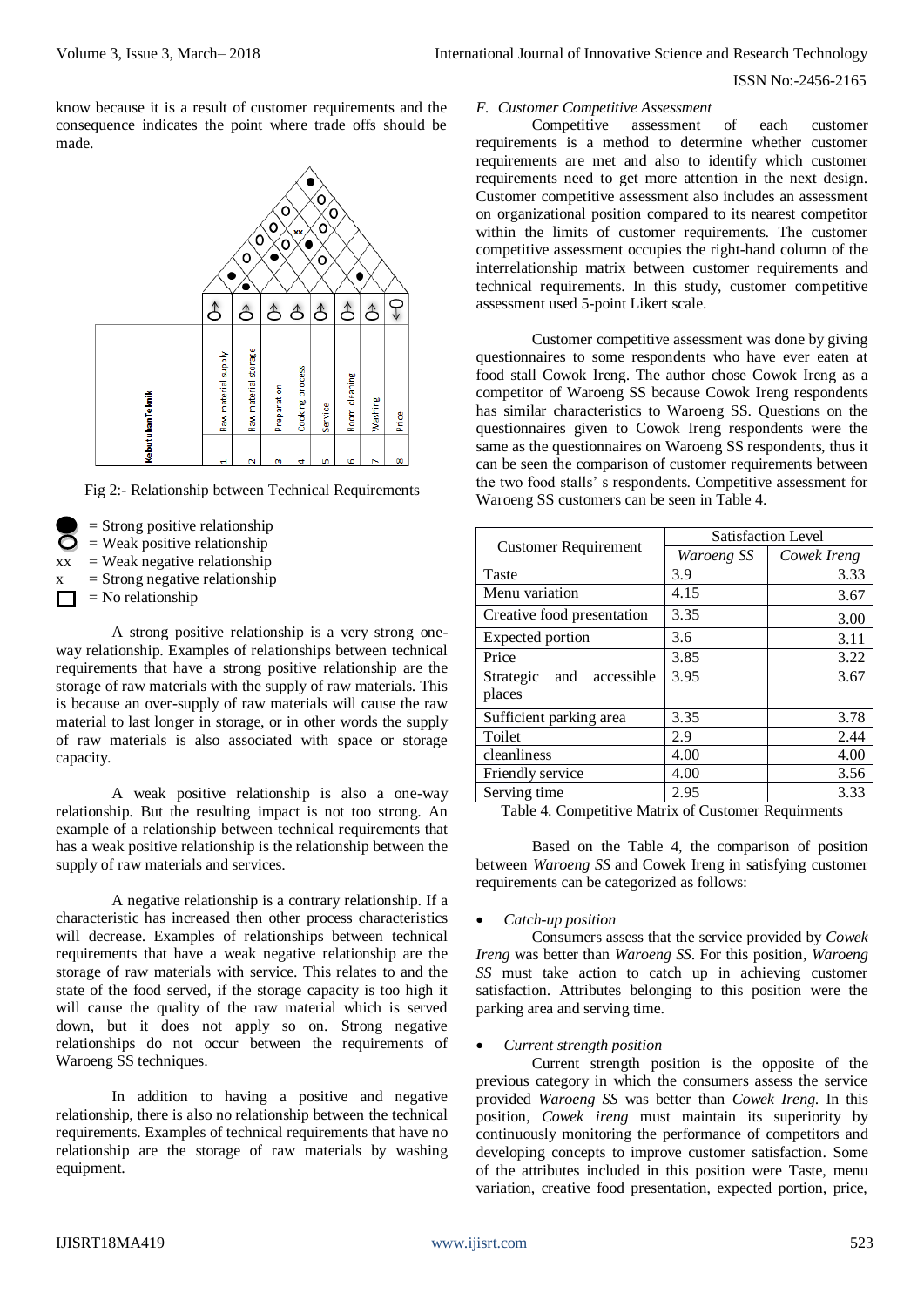know because it is a result of customer requirements and the consequence indicates the point where trade offs should be made.

Fig 2:- Relationship between Technical Requirements

- ● = Strong positive relationship
- ○ = Weak positive relationship
- xx = Weak negative relationship
- x = Strong negative relationship
- □ = No relationship

A strong positive relationship is a very strong one-way relationship. Examples of relationships between technical requirements that have a strong positive relationship are the storage of raw materials with the supply of raw materials. This is because an over-supply of raw materials will cause the raw material to last longer in storage, or in other words the supply of raw materials is also associated with space or storage capacity.

A weak positive relationship is also a one-way relationship. But the resulting impact is not too strong. An example of a relationship between technical requirements that has a weak positive relationship is the relationship between the supply of raw materials and services.

A negative relationship is a contrary relationship. If a characteristic has increased then other process characteristics will decrease. Examples of relationships between technical requirements that have a weak negative relationship are the storage of raw materials with service. This relates to and the state of the food served, if the storage capacity is too high it will cause the quality of the raw material which is served down, but it does not apply so on. Strong negative relationships do not occur between the requirements of Waroeng SS techniques.

In addition to having a positive and negative relationship, there is also no relationship between the technical requirements. Examples of technical requirements that have no relationship are the storage of raw materials by washing equipment.

### *F. Customer Competitive Assessment*

Competitive assessment of each customer requirements is a method to determine whether customer requirements are met and also to identify which customer requirements need to get more attention in the next design. Customer competitive assessment also includes an assessment on organizational position compared to its nearest competitor within the limits of customer requirements. The customer competitive assessment occupies the right-hand column of the interrelationship matrix between customer requirements and technical requirements. In this study, customer competitive assessment used 5-point Likert scale.

Customer competitive assessment was done by giving questionnaires to some respondents who have ever eaten at food stall Cowok Ireng. The author chose Cowok Ireng as a competitor of Waroeng SS because Cowok Ireng respondents has similar characteristics to Waroeng SS. Questions on the questionnaires given to Cowok Ireng respondents were the same as the questionnaires on Waroeng SS respondents, thus it can be seen the comparison of customer requirements between the two food stalls' s respondents. Competitive assessment for Waroeng SS customers can be seen in Table 4.

| Customer Requirement | Satisfaction Level | |
|---|---|---|
| | *Waroeng SS* | *Cowek Ireng* |
| Taste | 3.9 | 3.33 |
| Menu variation | 4.15 | 3.67 |
| Creative food presentation | 3.35 | 3.00 |
| Expected portion | 3.6 | 3.11 |
| Price | 3.85 | 3.22 |
| Strategic and accessible places | 3.95 | 3.67 |
| Sufficient parking area | 3.35 | 3.78 |
| Toilet | 2.9 | 2.44 |
| cleanliness | 4.00 | 4.00 |
| Friendly service | 4.00 | 3.56 |
| Serving time | 2.95 | 3.33 |

Table 4. Competitive Matrix of Customer Requirments

Based on the Table 4, the comparison of position between *Waroeng SS* and Cowek Ireng in satisfying customer requirements can be categorized as follows:

- *Catch-up position*

Consumers assess that the service provided by *Cowek Ireng* was better than *Waroeng SS*. For this position, *Waroeng SS* must take action to catch up in achieving customer satisfaction. Attributes belonging to this position were the parking area and serving time.

- *Current strength position*

Current strength position is the opposite of the previous category in which the consumers assess the service provided *Waroeng SS* was better than *Cowek Ireng*. In this position, *Cowek ireng* must maintain its superiority by continuously monitoring the performance of competitors and developing concepts to improve customer satisfaction. Some of the attributes included in this position were Taste, menu variation, creative food presentation, expected portion, price,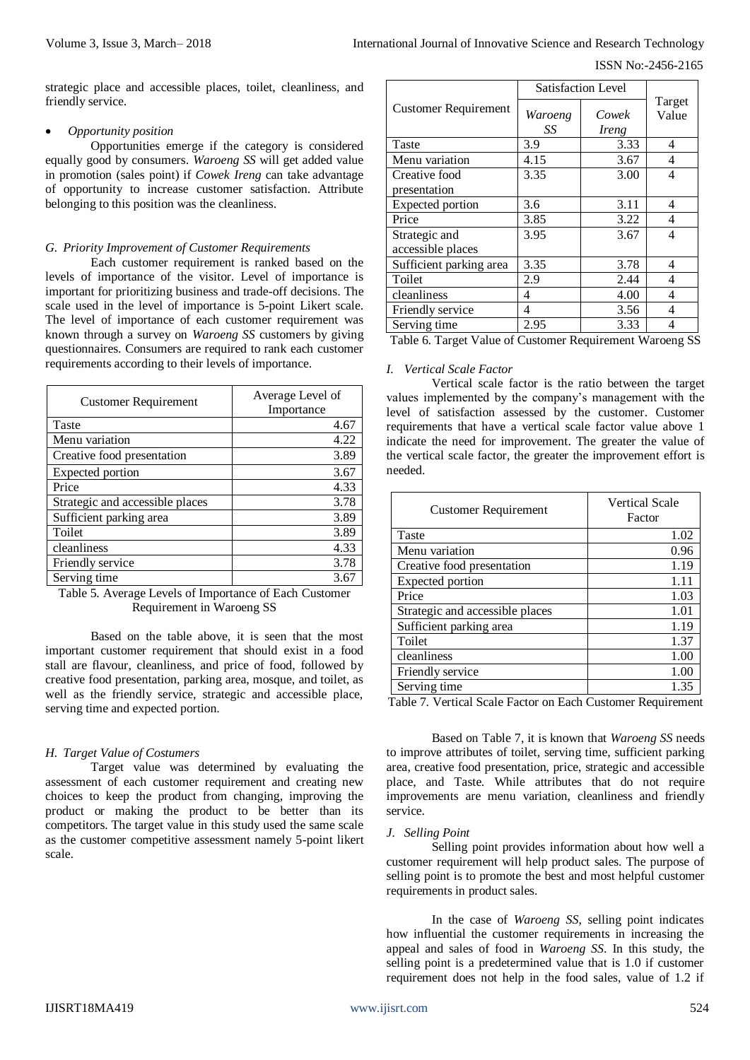strategic place and accessible places, toilet, cleanliness, and friendly service.

- *Opportunity position*

Opportunities emerge if the category is considered equally good by consumers. *Waroeng SS* will get added value in promotion (sales point) if *Cowek Ireng* can take advantage of opportunity to increase customer satisfaction. Attribute belonging to this position was the cleanliness.

### *G. Priority Improvement of Customer Requirements*

Each customer requirement is ranked based on the levels of importance of the visitor. Level of importance is important for prioritizing business and trade-off decisions. The scale used in the level of importance is 5-point Likert scale. The level of importance of each customer requirement was known through a survey on *Waroeng SS* customers by giving questionnaires. Consumers are required to rank each customer requirements according to their levels of importance.

| Customer Requirement | Average Level of Importance |
|---|---|
| Taste | 4.67 |
| Menu variation | 4.22 |
| Creative food presentation | 3.89 |
| Expected portion | 3.67 |
| Price | 4.33 |
| Strategic and accessible places | 3.78 |
| Sufficient parking area | 3.89 |
| Toilet | 3.89 |
| cleanliness | 4.33 |
| Friendly service | 3.78 |
| Serving time | 3.67 |

Table 5. Average Levels of Importance of Each Customer Requirement in Waroeng SS

Based on the table above, it is seen that the most important customer requirement that should exist in a food stall are flavour, cleanliness, and price of food, followed by creative food presentation, parking area, mosque, and toilet, as well as the friendly service, strategic and accessible place, serving time and expected portion.

### *H. Target Value of Costumers*

Target value was determined by evaluating the assessment of each customer requirement and creating new choices to keep the product from changing, improving the product or making the product to be better than its competitors. The target value in this study used the same scale as the customer competitive assessment namely 5-point likert scale.

| Customer Requirement | Satisfaction Level | | Target Value |
|---|---|---|---|
| | *Waroeng SS* | *Cowek Ireng* | |
| Taste | 3.9 | 3.33 | 4 |
| Menu variation | 4.15 | 3.67 | 4 |
| Creative food presentation | 3.35 | 3.00 | 4 |
| Expected portion | 3.6 | 3.11 | 4 |
| Price | 3.85 | 3.22 | 4 |
| Strategic and accessible places | 3.95 | 3.67 | 4 |
| Sufficient parking area | 3.35 | 3.78 | 4 |
| Toilet | 2.9 | 2.44 | 4 |
| cleanliness | 4 | 4.00 | 4 |
| Friendly service | 4 | 3.56 | 4 |
| Serving time | 2.95 | 3.33 | 4 |

Table 6. Target Value of Customer Requirement Waroeng SS

### *I. Vertical Scale Factor*

Vertical scale factor is the ratio between the target values implemented by the company's management with the level of satisfaction assessed by the customer. Customer requirements that have a vertical scale factor value above 1 indicate the need for improvement. The greater the value of the vertical scale factor, the greater the improvement effort is needed.

| Customer Requirement | Vertical Scale Factor |
|---|---|
| Taste | 1.02 |
| Menu variation | 0.96 |
| Creative food presentation | 1.19 |
| Expected portion | 1.11 |
| Price | 1.03 |
| Strategic and accessible places | 1.01 |
| Sufficient parking area | 1.19 |
| Toilet | 1.37 |
| cleanliness | 1.00 |
| Friendly service | 1.00 |
| Serving time | 1.35 |

Table 7. Vertical Scale Factor on Each Customer Requirement

Based on Table 7, it is known that *Waroeng SS* needs to improve attributes of toilet, serving time, sufficient parking area, creative food presentation, price, strategic and accessible place, and Taste. While attributes that do not require improvements are menu variation, cleanliness and friendly service.

### *J. Selling Point*

Selling point provides information about how well a customer requirement will help product sales. The purpose of selling point is to promote the best and most helpful customer requirements in product sales.

In the case of *Waroeng SS*, selling point indicates how influential the customer requirements in increasing the appeal and sales of food in *Waroeng SS*. In this study, the selling point is a predetermined value that is 1.0 if customer requirement does not help in the food sales, value of 1.2 if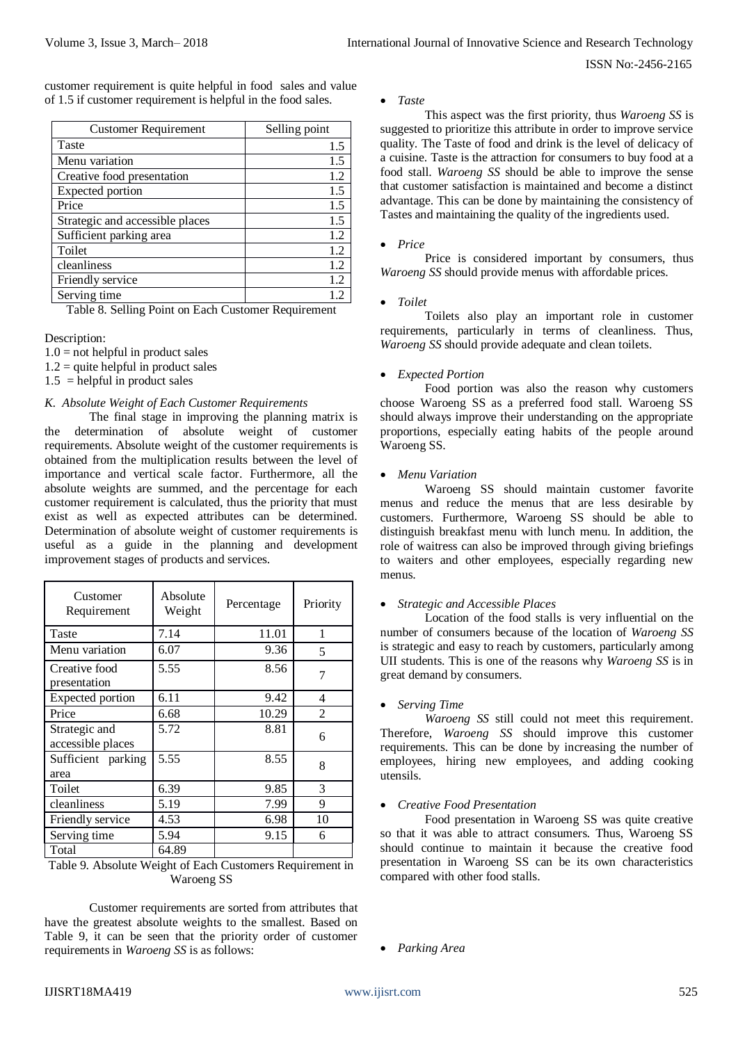customer requirement is quite helpful in food sales and value of 1.5 if customer requirement is helpful in the food sales.

| Customer Requirement | Selling point |
|---|---|
| Taste | 1.5 |
| Menu variation | 1.5 |
| Creative food presentation | 1.2 |
| Expected portion | 1.5 |
| Price | 1.5 |
| Strategic and accessible places | 1.5 |
| Sufficient parking area | 1.2 |
| Toilet | 1.2 |
| cleanliness | 1.2 |
| Friendly service | 1.2 |
| Serving time | 1.2 |

Table 8. Selling Point on Each Customer Requirement

Description:
1.0 = not helpful in product sales
1.2 = quite helpful in product sales
1.5 = helpful in product sales

### *K. Absolute Weight of Each Customer Requirements*

The final stage in improving the planning matrix is the determination of absolute weight of customer requirements. Absolute weight of the customer requirements is obtained from the multiplication results between the level of importance and vertical scale factor. Furthermore, all the absolute weights are summed, and the percentage for each customer requirement is calculated, thus the priority that must exist as well as expected attributes can be determined. Determination of absolute weight of customer requirements is useful as a guide in the planning and development improvement stages of products and services.

| Customer Requirement | Absolute Weight | Percentage | Priority |
|---|---|---|---|
| Taste | 7.14 | 11.01 | 1 |
| Menu variation | 6.07 | 9.36 | 5 |
| Creative food presentation | 5.55 | 8.56 | 7 |
| Expected portion | 6.11 | 9.42 | 4 |
| Price | 6.68 | 10.29 | 2 |
| Strategic and accessible places | 5.72 | 8.81 | 6 |
| Sufficient parking area | 5.55 | 8.55 | 8 |
| Toilet | 6.39 | 9.85 | 3 |
| cleanliness | 5.19 | 7.99 | 9 |
| Friendly service | 4.53 | 6.98 | 10 |
| Serving time | 5.94 | 9.15 | 6 |
| Total | 64.89 | | |

Table 9. Absolute Weight of Each Customers Requirement in Waroeng SS

Customer requirements are sorted from attributes that have the greatest absolute weights to the smallest. Based on Table 9, it can be seen that the priority order of customer requirements in *Waroeng SS* is as follows:

- *Taste*

This aspect was the first priority, thus *Waroeng SS* is suggested to prioritize this attribute in order to improve service quality. The Taste of food and drink is the level of delicacy of a cuisine. Taste is the attraction for consumers to buy food at a food stall. *Waroeng SS* should be able to improve the sense that customer satisfaction is maintained and become a distinct advantage. This can be done by maintaining the consistency of Tastes and maintaining the quality of the ingredients used.

- *Price*

Price is considered important by consumers, thus *Waroeng SS* should provide menus with affordable prices.

- *Toilet*

Toilets also play an important role in customer requirements, particularly in terms of cleanliness. Thus, *Waroeng SS* should provide adequate and clean toilets.

- *Expected Portion*

Food portion was also the reason why customers choose Waroeng SS as a preferred food stall. Waroeng SS should always improve their understanding on the appropriate proportions, especially eating habits of the people around Waroeng SS.

- *Menu Variation*

Waroeng SS should maintain customer favorite menus and reduce the menus that are less desirable by customers. Furthermore, Waroeng SS should be able to distinguish breakfast menu with lunch menu. In addition, the role of waitress can also be improved through giving briefings to waiters and other employees, especially regarding new menus.

- *Strategic and Accessible Places*

Location of the food stalls is very influential on the number of consumers because of the location of *Waroeng SS* is strategic and easy to reach by customers, particularly among UII students. This is one of the reasons why *Waroeng SS* is in great demand by consumers.

- *Serving Time*

*Waroeng SS* still could not meet this requirement. Therefore, *Waroeng SS* should improve this customer requirements. This can be done by increasing the number of employees, hiring new employees, and adding cooking utensils.

- *Creative Food Presentation*

Food presentation in Waroeng SS was quite creative so that it was able to attract consumers. Thus, Waroeng SS should continue to maintain it because the creative food presentation in Waroeng SS can be its own characteristics compared with other food stalls.

- *Parking Area*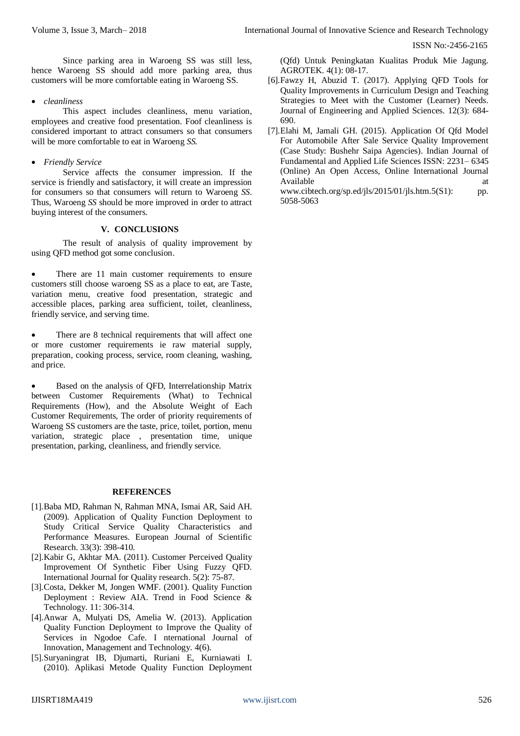Since parking area in Waroeng SS was still less, hence Waroeng SS should add more parking area, thus customers will be more comfortable eating in Waroeng SS.

- *cleanliness*

This aspect includes cleanliness, menu variation, employees and creative food presentation. Foof cleanliness is considered important to attract consumers so that consumers will be more comfortable to eat in Waroeng *SS.*

- *Friendly Service*

Service affects the consumer impression. If the service is friendly and satisfactory, it will create an impression for consumers so that consumers will return to Waroeng *SS*. Thus, Waroeng *SS* should be more improved in order to attract buying interest of the consumers.

## V. CONCLUSIONS

The result of analysis of quality improvement by using QFD method got some conclusion.

- There are 11 main customer requirements to ensure customers still choose waroeng SS as a place to eat, are Taste, variation menu, creative food presentation, strategic and accessible places, parking area sufficient, toilet, cleanliness, friendly service, and serving time.

- There are 8 technical requirements that will affect one or more customer requirements ie raw material supply, preparation, cooking process, service, room cleaning, washing, and price.

- Based on the analysis of QFD, Interrelationship Matrix between Customer Requirements (What) to Technical Requirements (How), and the Absolute Weight of Each Customer Requirements, The order of priority requirements of Waroeng SS customers are the taste, price, toilet, portion, menu variation, strategic place , presentation time, unique presentation, parking, cleanliness, and friendly service.

## REFERENCES

[1].Baba MD, Rahman N, Rahman MNA, Ismai AR, Said AH. (2009). Application of Quality Function Deployment to Study Critical Service Quality Characteristics and Performance Measures. European Journal of Scientific Research. 33(3): 398-410.

[2].Kabir G, Akhtar MA. (2011). Customer Perceived Quality Improvement Of Synthetic Fiber Using Fuzzy QFD. International Journal for Quality research. 5(2): 75-87.

[3].Costa, Dekker M, Jongen WMF. (2001). Quality Function Deployment : Review AIA. Trend in Food Science & Technology. 11: 306-314.

[4].Anwar A, Mulyati DS, Amelia W. (2013). Application Quality Function Deployment to Improve the Quality of Services in Ngodoe Cafe. I nternational Journal of Innovation, Management and Technology. 4(6).

[5].Suryaningrat IB, Djumarti, Ruriani E, Kurniawati I. (2010). Aplikasi Metode Quality Function Deployment (Qfd) Untuk Peningkatan Kualitas Produk Mie Jagung. AGROTEK. 4(1): 08-17.

[6].Fawzy H, Abuzid T. (2017). Applying QFD Tools for Quality Improvements in Curriculum Design and Teaching Strategies to Meet with the Customer (Learner) Needs. Journal of Engineering and Applied Sciences. 12(3): 684-690.

[7].Elahi M, Jamali GH. (2015). Application Of Qfd Model For Automobile After Sale Service Quality Improvement (Case Study: Bushehr Saipa Agencies). Indian Journal of Fundamental and Applied Life Sciences ISSN: 2231– 6345 (Online) An Open Access, Online International Journal Available at www.cibtech.org/sp.ed/jls/2015/01/jls.htm.5(S1): pp. 5058-5063